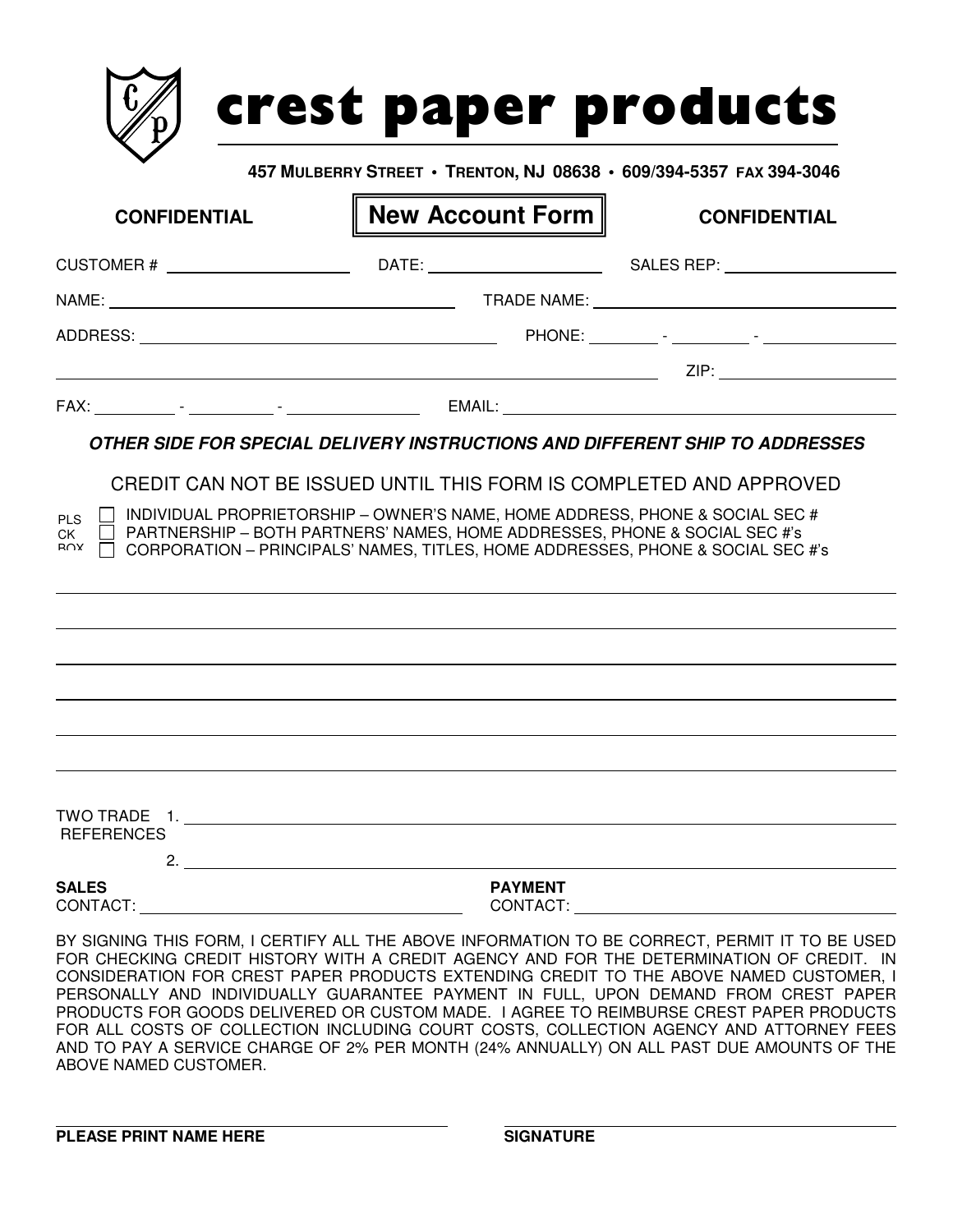# crest paper products

**457 MULBERRY STREET • TRENTON, NJ 08638 • 609/394-5357 FAX 394-3046**

**CONFIDENTIAL** **New Account Form** **CONFIDENTIAL**

CUSTOMER # ____________________ DATE: ____________________ SALES REP: ____________________

NAME: ________________________________________ TRADE NAME: ________________________________________

ADDRESS: ________________________________________ PHONE: ________ - ________ - ____________

________________________________________________________________ ZIP: ____________________

FAX: ________ - ________ - ____________ EMAIL: ________________________________________

***OTHER SIDE FOR SPECIAL DELIVERY INSTRUCTIONS AND DIFFERENT SHIP TO ADDRESSES***

CREDIT CAN NOT BE ISSUED UNTIL THIS FORM IS COMPLETED AND APPROVED

PLS CK BOX

- ☐ INDIVIDUAL PROPRIETORSHIP – OWNER'S NAME, HOME ADDRESS, PHONE & SOCIAL SEC #
- ☐ PARTNERSHIP – BOTH PARTNERS' NAMES, HOME ADDRESSES, PHONE & SOCIAL SEC #'s
- ☐ CORPORATION – PRINCIPALS' NAMES, TITLES, HOME ADDRESSES, PHONE & SOCIAL SEC #'s

________________________________________________________________________________

________________________________________________________________________________

________________________________________________________________________________

________________________________________________________________________________

________________________________________________________________________________

________________________________________________________________________________

TWO TRADE REFERENCES 1. ________________________________________________________________

2. ________________________________________________________________

**SALES** CONTACT: ________________________________ **PAYMENT** CONTACT: ________________________________

BY SIGNING THIS FORM, I CERTIFY ALL THE ABOVE INFORMATION TO BE CORRECT, PERMIT IT TO BE USED FOR CHECKING CREDIT HISTORY WITH A CREDIT AGENCY AND FOR THE DETERMINATION OF CREDIT. IN CONSIDERATION FOR CREST PAPER PRODUCTS EXTENDING CREDIT TO THE ABOVE NAMED CUSTOMER, I PERSONALLY AND INDIVIDUALLY GUARANTEE PAYMENT IN FULL, UPON DEMAND FROM CREST PAPER PRODUCTS FOR GOODS DELIVERED OR CUSTOM MADE. I AGREE TO REIMBURSE CREST PAPER PRODUCTS FOR ALL COSTS OF COLLECTION INCLUDING COURT COSTS, COLLECTION AGENCY AND ATTORNEY FEES AND TO PAY A SERVICE CHARGE OF 2% PER MONTH (24% ANNUALLY) ON ALL PAST DUE AMOUNTS OF THE ABOVE NAMED CUSTOMER.

________________________________________ ________________________________________

**PLEASE PRINT NAME HERE** **SIGNATURE**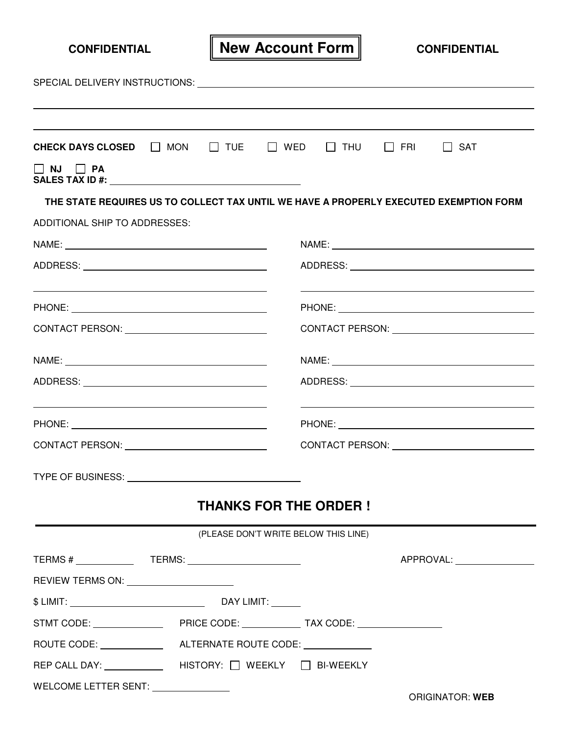**CONFIDENTIAL** | **New Account Form** | **CONFIDENTIAL**

SPECIAL DELIVERY INSTRUCTIONS: ______________________________________________

______________________________________________

______________________________________________

**CHECK DAYS CLOSED** ☐ MON ☐ TUE ☐ WED ☐ THU ☐ FRI ☐ SAT

☐ **NJ** ☐ **PA**
**SALES TAX ID #:** ______________________

**THE STATE REQUIRES US TO COLLECT TAX UNTIL WE HAVE A PROPERLY EXECUTED EXEMPTION FORM**

ADDITIONAL SHIP TO ADDRESSES:

| | |
|---|---|
| NAME: ______________________ | NAME: ______________________ |
| ADDRESS: ______________________ | ADDRESS: ______________________ |
| ______________________ | ______________________ |
| PHONE: ______________________ | PHONE: ______________________ |
| CONTACT PERSON: ______________________ | CONTACT PERSON: ______________________ |
| NAME: ______________________ | NAME: ______________________ |
| ADDRESS: ______________________ | ADDRESS: ______________________ |
| ______________________ | ______________________ |
| PHONE: ______________________ | PHONE: ______________________ |
| CONTACT PERSON: ______________________ | CONTACT PERSON: ______________________ |

TYPE OF BUSINESS: ______________________

## THANKS FOR THE ORDER !

---

(PLEASE DON'T WRITE BELOW THIS LINE)

TERMS # __________ TERMS: ______________________ APPROVAL: ______________

REVIEW TERMS ON: ______________________

$ LIMIT: ______________________ DAY LIMIT: ______

STMT CODE: ____________ PRICE CODE: ____________ TAX CODE: ______________

ROUTE CODE: ____________ ALTERNATE ROUTE CODE: ____________

REP CALL DAY: ____________ HISTORY: ☐ WEEKLY ☐ BI-WEEKLY

WELCOME LETTER SENT: ______________

ORIGINATOR: **WEB**